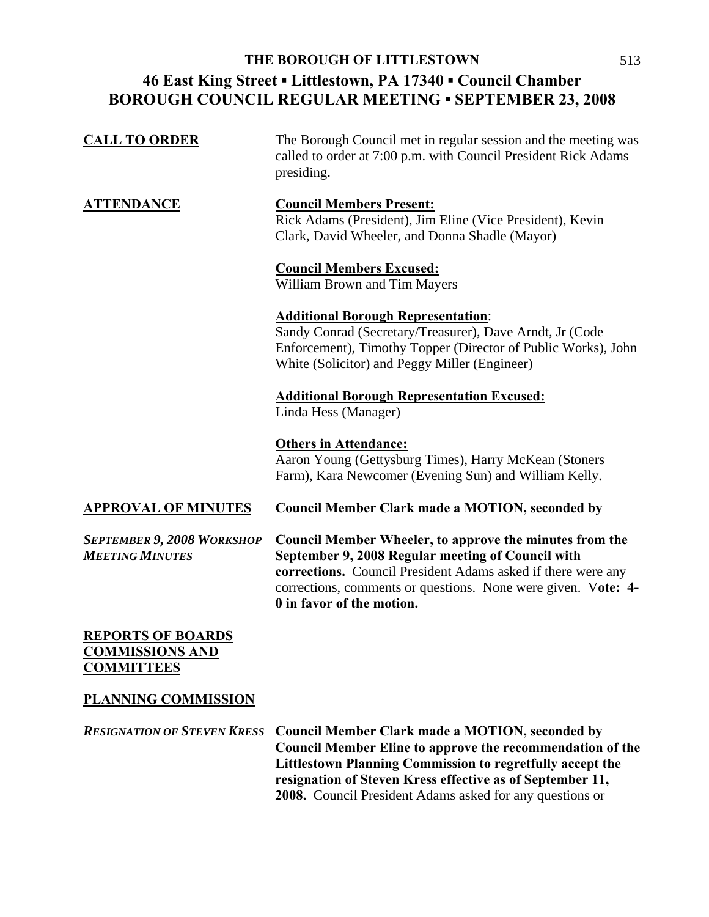# THE BOROUGH OF LITTLESTOWN

## 46 East King Street ▪ Littlestown, PA 17340 ▪ Council Chamber
## BOROUGH COUNCIL REGULAR MEETING ▪ SEPTEMBER 23, 2008

**CALL TO ORDER**

The Borough Council met in regular session and the meeting was called to order at 7:00 p.m. with Council President Rick Adams presiding.

**ATTENDANCE**

**Council Members Present:**
Rick Adams (President), Jim Eline (Vice President), Kevin Clark, David Wheeler, and Donna Shadle (Mayor)

**Council Members Excused:**
William Brown and Tim Mayers

**Additional Borough Representation**:
Sandy Conrad (Secretary/Treasurer), Dave Arndt, Jr (Code Enforcement), Timothy Topper (Director of Public Works), John White (Solicitor) and Peggy Miller (Engineer)

**Additional Borough Representation Excused:**
Linda Hess (Manager)

**Others in Attendance:**
Aaron Young (Gettysburg Times), Harry McKean (Stoners Farm), Kara Newcomer (Evening Sun) and William Kelly.

**APPROVAL OF MINUTES**

*SEPTEMBER 9, 2008 WORKSHOP MEETING MINUTES*

**Council Member Clark made a MOTION, seconded by Council Member Wheeler, to approve the minutes from the September 9, 2008 Regular meeting of Council with corrections.** Council President Adams asked if there were any corrections, comments or questions. None were given. V**ote: 4-0 in favor of the motion.**

**REPORTS OF BOARDS COMMISSIONS AND COMMITTEES**

**PLANNING COMMISSION**

*RESIGNATION OF STEVEN KRESS*

**Council Member Clark made a MOTION, seconded by Council Member Eline to approve the recommendation of the Littlestown Planning Commission to regretfully accept the resignation of Steven Kress effective as of September 11, 2008.** Council President Adams asked for any questions or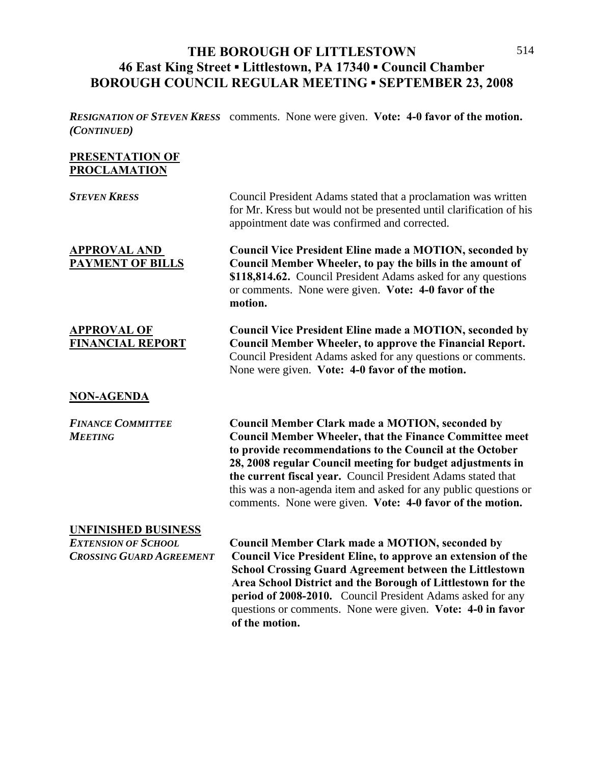# THE BOROUGH OF LITTLESTOWN
## 46 East King Street ▪ Littlestown, PA 17340 ▪ Council Chamber
## BOROUGH COUNCIL REGULAR MEETING ▪ SEPTEMBER 23, 2008

***RESIGNATION OF STEVEN KRESS (CONTINUED)*** comments. None were given. **Vote: 4-0 favor of the motion.**

**PRESENTATION OF PROCLAMATION**

***STEVEN KRESS*** Council President Adams stated that a proclamation was written for Mr. Kress but would not be presented until clarification of his appointment date was confirmed and corrected.

**APPROVAL AND PAYMENT OF BILLS** **Council Vice President Eline made a MOTION, seconded by Council Member Wheeler, to pay the bills in the amount of $118,814.62.** Council President Adams asked for any questions or comments. None were given. **Vote: 4-0 favor of the motion.**

**APPROVAL OF FINANCIAL REPORT** **Council Vice President Eline made a MOTION, seconded by Council Member Wheeler, to approve the Financial Report.** Council President Adams asked for any questions or comments. None were given. **Vote: 4-0 favor of the motion.**

**NON-AGENDA**

***FINANCE COMMITTEE MEETING*** **Council Member Clark made a MOTION, seconded by Council Member Wheeler, that the Finance Committee meet to provide recommendations to the Council at the October 28, 2008 regular Council meeting for budget adjustments in the current fiscal year.** Council President Adams stated that this was a non-agenda item and asked for any public questions or comments. None were given. **Vote: 4-0 favor of the motion.**

**UNFINISHED BUSINESS**

***EXTENSION OF SCHOOL CROSSING GUARD AGREEMENT*** **Council Member Clark made a MOTION, seconded by Council Vice President Eline, to approve an extension of the School Crossing Guard Agreement between the Littlestown Area School District and the Borough of Littlestown for the period of 2008-2010.** Council President Adams asked for any questions or comments. None were given. **Vote: 4-0 in favor of the motion.**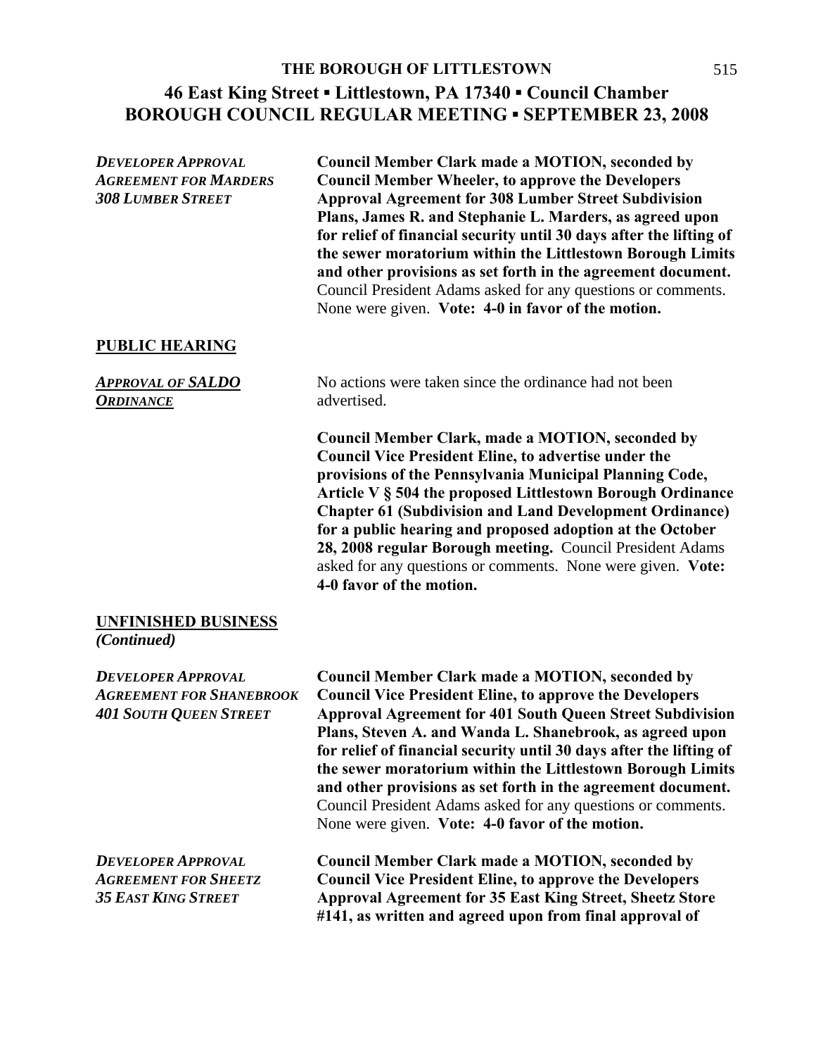***DEVELOPER APPROVAL AGREEMENT FOR MARDERS 308 LUMBER STREET***

**Council Member Clark made a MOTION, seconded by Council Member Wheeler, to approve the Developers Approval Agreement for 308 Lumber Street Subdivision Plans, James R. and Stephanie L. Marders, as agreed upon for relief of financial security until 30 days after the lifting of the sewer moratorium within the Littlestown Borough Limits and other provisions as set forth in the agreement document.** Council President Adams asked for any questions or comments. None were given. **Vote: 4-0 in favor of the motion.**

## PUBLIC HEARING

***APPROVAL OF SALDO ORDINANCE***

No actions were taken since the ordinance had not been advertised.

**Council Member Clark, made a MOTION, seconded by Council Vice President Eline, to advertise under the provisions of the Pennsylvania Municipal Planning Code, Article V § 504 the proposed Littlestown Borough Ordinance Chapter 61 (Subdivision and Land Development Ordinance) for a public hearing and proposed adoption at the October 28, 2008 regular Borough meeting.** Council President Adams asked for any questions or comments. None were given. **Vote: 4-0 favor of the motion.**

## UNFINISHED BUSINESS
***(Continued)***

***DEVELOPER APPROVAL AGREEMENT FOR SHANEBROOK 401 SOUTH QUEEN STREET***

**Council Member Clark made a MOTION, seconded by Council Vice President Eline, to approve the Developers Approval Agreement for 401 South Queen Street Subdivision Plans, Steven A. and Wanda L. Shanebrook, as agreed upon for relief of financial security until 30 days after the lifting of the sewer moratorium within the Littlestown Borough Limits and other provisions as set forth in the agreement document.** Council President Adams asked for any questions or comments. None were given. **Vote: 4-0 favor of the motion.**

***DEVELOPER APPROVAL AGREEMENT FOR SHEETZ 35 EAST KING STREET***

**Council Member Clark made a MOTION, seconded by Council Vice President Eline, to approve the Developers Approval Agreement for 35 East King Street, Sheetz Store #141, as written and agreed upon from final approval of**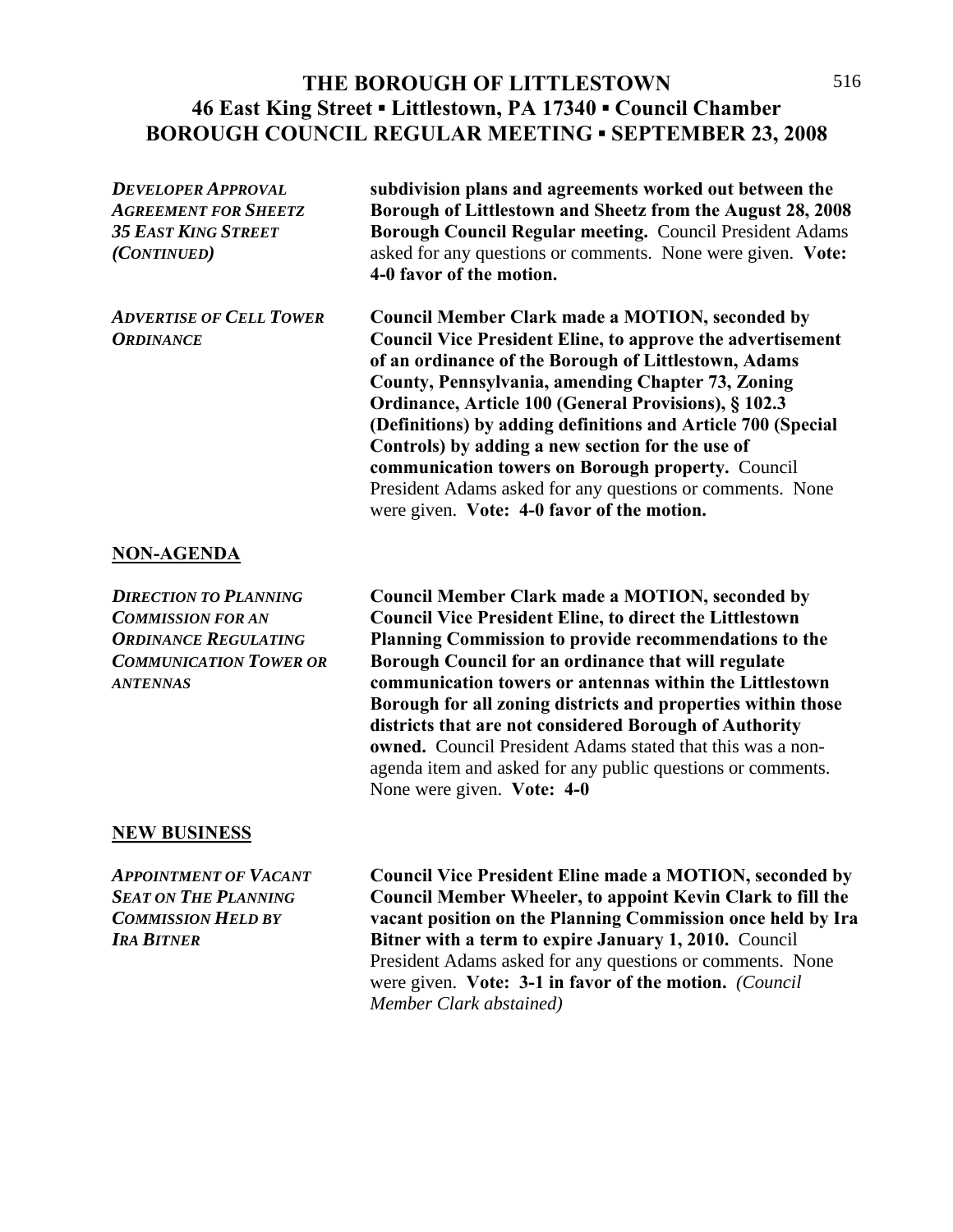*DEVELOPER APPROVAL AGREEMENT FOR SHEETZ 35 EAST KING STREET (CONTINUED)*

**subdivision plans and agreements worked out between the Borough of Littlestown and Sheetz from the August 28, 2008 Borough Council Regular meeting.** Council President Adams asked for any questions or comments. None were given. **Vote: 4-0 favor of the motion.**

*ADVERTISE OF CELL TOWER ORDINANCE*

**Council Member Clark made a MOTION, seconded by Council Vice President Eline, to approve the advertisement of an ordinance of the Borough of Littlestown, Adams County, Pennsylvania, amending Chapter 73, Zoning Ordinance, Article 100 (General Provisions), § 102.3 (Definitions) by adding definitions and Article 700 (Special Controls) by adding a new section for the use of communication towers on Borough property.** Council President Adams asked for any questions or comments. None were given. **Vote: 4-0 favor of the motion.**

## NON-AGENDA

*DIRECTION TO PLANNING COMMISSION FOR AN ORDINANCE REGULATING COMMUNICATION TOWER OR ANTENNAS*

**Council Member Clark made a MOTION, seconded by Council Vice President Eline, to direct the Littlestown Planning Commission to provide recommendations to the Borough Council for an ordinance that will regulate communication towers or antennas within the Littlestown Borough for all zoning districts and properties within those districts that are not considered Borough of Authority owned.** Council President Adams stated that this was a non-agenda item and asked for any public questions or comments. None were given. **Vote: 4-0**

## NEW BUSINESS

*APPOINTMENT OF VACANT SEAT ON THE PLANNING COMMISSION HELD BY IRA BITNER*

**Council Vice President Eline made a MOTION, seconded by Council Member Wheeler, to appoint Kevin Clark to fill the vacant position on the Planning Commission once held by Ira Bitner with a term to expire January 1, 2010.** Council President Adams asked for any questions or comments. None were given. **Vote: 3-1 in favor of the motion.** *(Council Member Clark abstained)*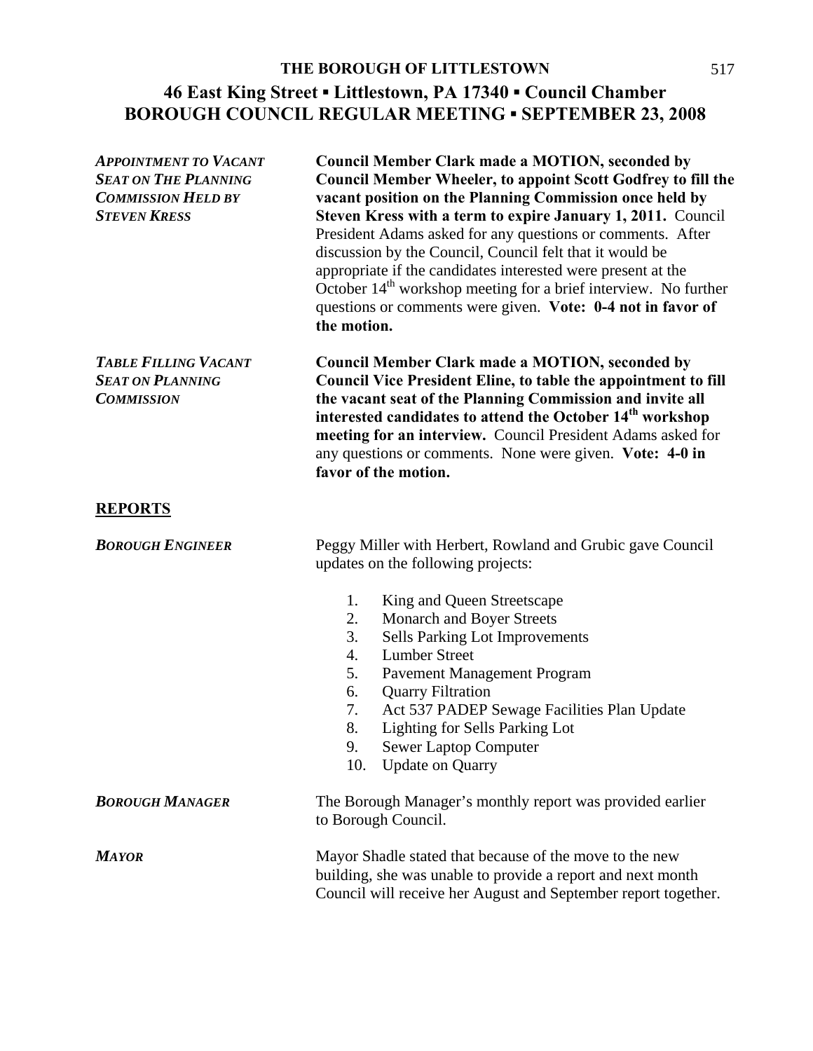# THE BOROUGH OF LITTLESTOWN

## 46 East King Street ▪ Littlestown, PA 17340 ▪ Council Chamber
## BOROUGH COUNCIL REGULAR MEETING ▪ SEPTEMBER 23, 2008

***APPOINTMENT TO VACANT SEAT ON THE PLANNING COMMISSION HELD BY STEVEN KRESS***

**Council Member Clark made a MOTION, seconded by Council Member Wheeler, to appoint Scott Godfrey to fill the vacant position on the Planning Commission once held by Steven Kress with a term to expire January 1, 2011.** Council President Adams asked for any questions or comments. After discussion by the Council, Council felt that it would be appropriate if the candidates interested were present at the October 14th workshop meeting for a brief interview. No further questions or comments were given. **Vote: 0-4 not in favor of the motion.**

***TABLE FILLING VACANT SEAT ON PLANNING COMMISSION***

**Council Member Clark made a MOTION, seconded by Council Vice President Eline, to table the appointment to fill the vacant seat of the Planning Commission and invite all interested candidates to attend the October 14th workshop meeting for an interview.** Council President Adams asked for any questions or comments. None were given. **Vote: 4-0 in favor of the motion.**

**REPORTS**

***BOROUGH ENGINEER***

Peggy Miller with Herbert, Rowland and Grubic gave Council updates on the following projects:

1. King and Queen Streetscape
2. Monarch and Boyer Streets
3. Sells Parking Lot Improvements
4. Lumber Street
5. Pavement Management Program
6. Quarry Filtration
7. Act 537 PADEP Sewage Facilities Plan Update
8. Lighting for Sells Parking Lot
9. Sewer Laptop Computer
10. Update on Quarry

***BOROUGH MANAGER***

The Borough Manager's monthly report was provided earlier to Borough Council.

***MAYOR***

Mayor Shadle stated that because of the move to the new building, she was unable to provide a report and next month Council will receive her August and September report together.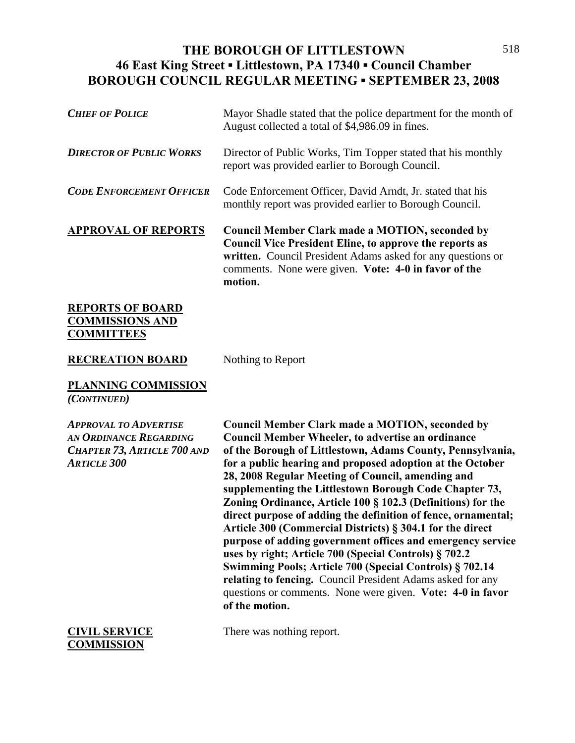**THE BOROUGH OF LITTLESTOWN**
**46 East King Street ▪ Littlestown, PA 17340 ▪ Council Chamber**
**BOROUGH COUNCIL REGULAR MEETING ▪ SEPTEMBER 23, 2008**

***CHIEF OF POLICE*** — Mayor Shadle stated that the police department for the month of August collected a total of $4,986.09 in fines.

***DIRECTOR OF PUBLIC WORKS*** — Director of Public Works, Tim Topper stated that his monthly report was provided earlier to Borough Council.

***CODE ENFORCEMENT OFFICER*** — Code Enforcement Officer, David Arndt, Jr. stated that his monthly report was provided earlier to Borough Council.

**APPROVAL OF REPORTS** — **Council Member Clark made a MOTION, seconded by Council Vice President Eline, to approve the reports as written.** Council President Adams asked for any questions or comments. None were given. **Vote: 4-0 in favor of the motion.**

**REPORTS OF BOARD COMMISSIONS AND COMMITTEES**

**RECREATION BOARD** — Nothing to Report

**PLANNING COMMISSION**
***(CONTINUED)***

***APPROVAL TO ADVERTISE AN ORDINANCE REGARDING CHAPTER 73, ARTICLE 700 AND ARTICLE 300*** — **Council Member Clark made a MOTION, seconded by Council Member Wheeler, to advertise an ordinance of the Borough of Littlestown, Adams County, Pennsylvania, for a public hearing and proposed adoption at the October 28, 2008 Regular Meeting of Council, amending and supplementing the Littlestown Borough Code Chapter 73, Zoning Ordinance, Article 100 § 102.3 (Definitions) for the direct purpose of adding the definition of fence, ornamental; Article 300 (Commercial Districts) § 304.1 for the direct purpose of adding government offices and emergency service uses by right; Article 700 (Special Controls) § 702.2 Swimming Pools; Article 700 (Special Controls) § 702.14 relating to fencing.** Council President Adams asked for any questions or comments. None were given. **Vote: 4-0 in favor of the motion.**

**CIVIL SERVICE COMMISSION** — There was nothing report.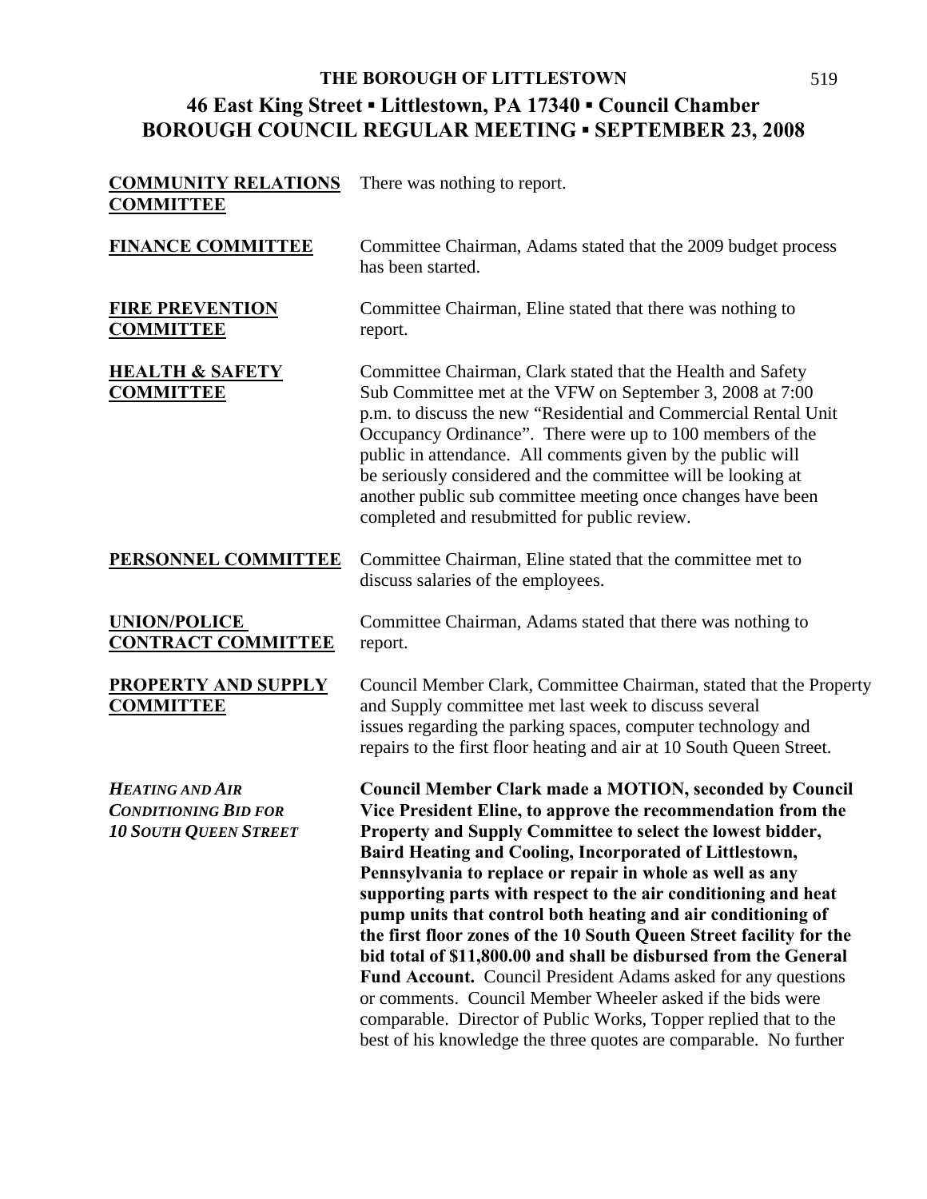**COMMUNITY RELATIONS COMMITTEE**

There was nothing to report.

**FINANCE COMMITTEE**

Committee Chairman, Adams stated that the 2009 budget process has been started.

**FIRE PREVENTION COMMITTEE**

Committee Chairman, Eline stated that there was nothing to report.

**HEALTH & SAFETY COMMITTEE**

Committee Chairman, Clark stated that the Health and Safety Sub Committee met at the VFW on September 3, 2008 at 7:00 p.m. to discuss the new "Residential and Commercial Rental Unit Occupancy Ordinance". There were up to 100 members of the public in attendance. All comments given by the public will be seriously considered and the committee will be looking at another public sub committee meeting once changes have been completed and resubmitted for public review.

**PERSONNEL COMMITTEE**

Committee Chairman, Eline stated that the committee met to discuss salaries of the employees.

**UNION/POLICE CONTRACT COMMITTEE**

Committee Chairman, Adams stated that there was nothing to report.

**PROPERTY AND SUPPLY COMMITTEE**

Council Member Clark, Committee Chairman, stated that the Property and Supply committee met last week to discuss several issues regarding the parking spaces, computer technology and repairs to the first floor heating and air at 10 South Queen Street.

***HEATING AND AIR CONDITIONING BID FOR 10 SOUTH QUEEN STREET***

**Council Member Clark made a MOTION, seconded by Council Vice President Eline, to approve the recommendation from the Property and Supply Committee to select the lowest bidder, Baird Heating and Cooling, Incorporated of Littlestown, Pennsylvania to replace or repair in whole as well as any supporting parts with respect to the air conditioning and heat pump units that control both heating and air conditioning of the first floor zones of the 10 South Queen Street facility for the bid total of $11,800.00 and shall be disbursed from the General Fund Account.** Council President Adams asked for any questions or comments. Council Member Wheeler asked if the bids were comparable. Director of Public Works, Topper replied that to the best of his knowledge the three quotes are comparable. No further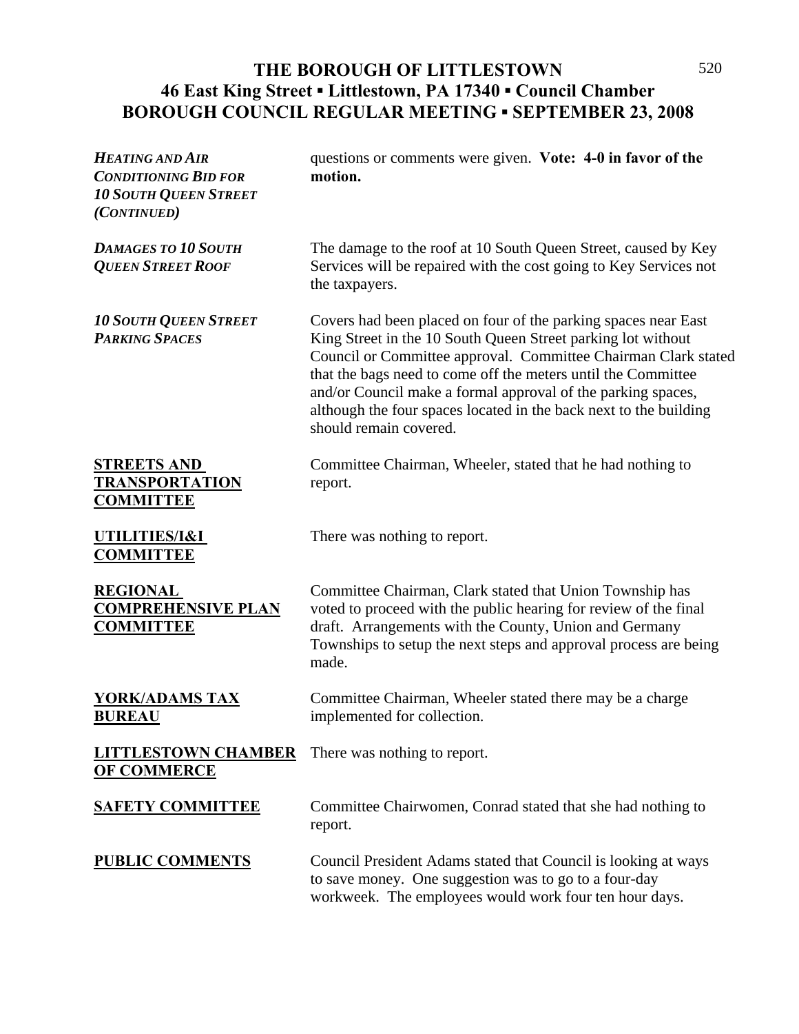***HEATING AND AIR CONDITIONING BID FOR 10 SOUTH QUEEN STREET (CONTINUED)***

questions or comments were given. **Vote: 4-0 in favor of the motion.**

***DAMAGES TO 10 SOUTH QUEEN STREET ROOF***

The damage to the roof at 10 South Queen Street, caused by Key Services will be repaired with the cost going to Key Services not the taxpayers.

***10 SOUTH QUEEN STREET PARKING SPACES***

Covers had been placed on four of the parking spaces near East King Street in the 10 South Queen Street parking lot without Council or Committee approval. Committee Chairman Clark stated that the bags need to come off the meters until the Committee and/or Council make a formal approval of the parking spaces, although the four spaces located in the back next to the building should remain covered.

**STREETS AND TRANSPORTATION COMMITTEE**

Committee Chairman, Wheeler, stated that he had nothing to report.

**UTILITIES/I&I COMMITTEE**

There was nothing to report.

**REGIONAL COMPREHENSIVE PLAN COMMITTEE**

Committee Chairman, Clark stated that Union Township has voted to proceed with the public hearing for review of the final draft. Arrangements with the County, Union and Germany Townships to setup the next steps and approval process are being made.

**YORK/ADAMS TAX BUREAU**

Committee Chairman, Wheeler stated there may be a charge implemented for collection.

**LITTLESTOWN CHAMBER OF COMMERCE**

There was nothing to report.

**SAFETY COMMITTEE**

Committee Chairwomen, Conrad stated that she had nothing to report.

**PUBLIC COMMENTS**

Council President Adams stated that Council is looking at ways to save money. One suggestion was to go to a four-day workweek. The employees would work four ten hour days.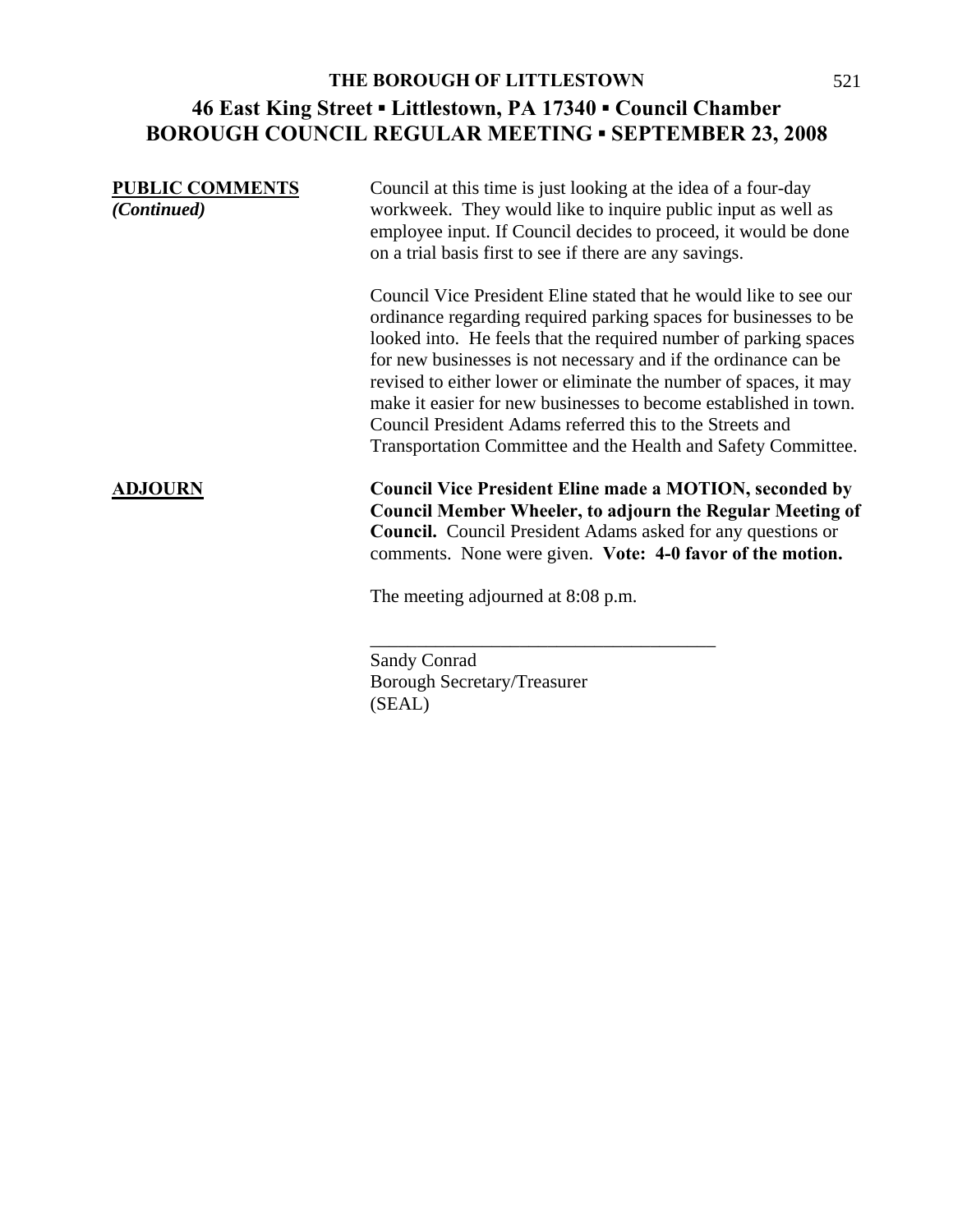**PUBLIC COMMENTS**
***(Continued)***

Council at this time is just looking at the idea of a four-day workweek. They would like to inquire public input as well as employee input. If Council decides to proceed, it would be done on a trial basis first to see if there are any savings.

Council Vice President Eline stated that he would like to see our ordinance regarding required parking spaces for businesses to be looked into. He feels that the required number of parking spaces for new businesses is not necessary and if the ordinance can be revised to either lower or eliminate the number of spaces, it may make it easier for new businesses to become established in town. Council President Adams referred this to the Streets and Transportation Committee and the Health and Safety Committee.

**ADJOURN**

**Council Vice President Eline made a MOTION, seconded by Council Member Wheeler, to adjourn the Regular Meeting of Council.** Council President Adams asked for any questions or comments. None were given. **Vote: 4-0 favor of the motion.**

The meeting adjourned at 8:08 p.m.

_____________________________________

Sandy Conrad
Borough Secretary/Treasurer
(SEAL)